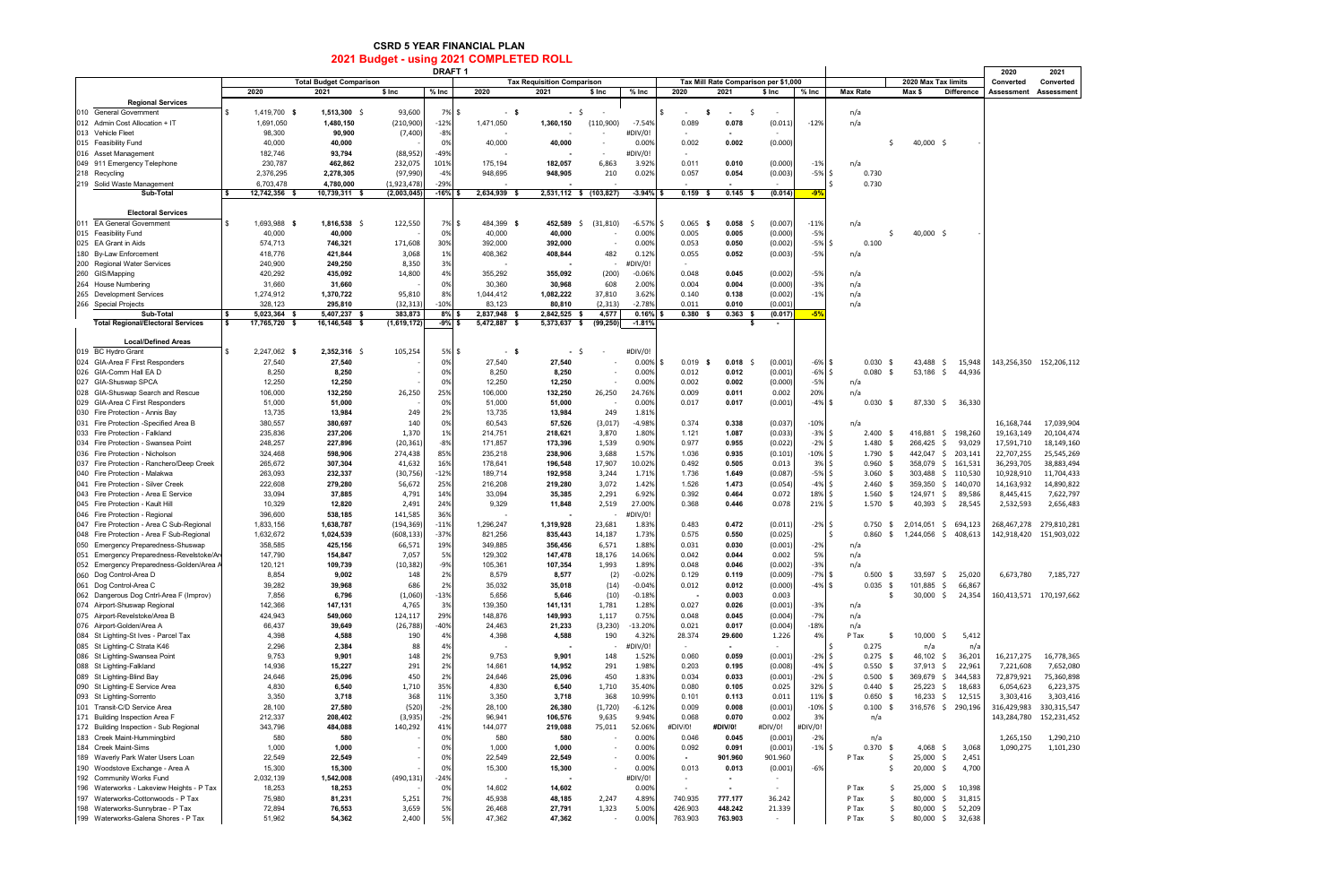# CSRD 5 YEAR FINANCIAL PLAN

## 2021 Budget - using 2021 COMPLETED ROLL

**DRAFT 1**

| | Total Budget Comparison | | | | Tax Requisition Comparison | | | | Tax Mill Rate Comparison per $1,000 | | | | | 2020 Max Tax limits | | 2020 | 2021 |
|---|---|---|---|---|---|---|---|---|---|---|---|---|---|---|---|---|---|
| | 2020 | 2021 | $ Inc | % Inc | 2020 | 2021 | $ Inc | % Inc | 2020 | 2021 | $ Inc | % Inc | Max Rate | Max $ | Difference | Converted Assessment | Converted Assessment |
| **Regional Services** | | | | | | | | | | | | | | | | | |
| 010 General Government | 1,419,700 | 1,513,300 | 93,600 | 7% | - | - | - | | - | - | - | | n/a | | | | |
| 012 Admin Cost Allocation + IT | 1,691,050 | 1,480,150 | (210,900) | -12% | 1,471,050 | 1,360,150 | (110,900) | -7.54% | 0.089 | 0.078 | (0.011) | -12% | n/a | | | | |
| 013 Vehicle Fleet | 98,300 | 90,900 | (7,400) | -8% | | | - | #DIV/0! | - | - | - | | | | | | |
| 015 Feasibility Fund | 40,000 | 40,000 | | 0% | 40,000 | 40,000 | - | 0.00% | 0.002 | 0.002 | (0.000) | | | 40,000 | - | | |
| 016 Asset Management | 182,746 | 93,794 | (88,952) | -49% | | - | - | #DIV/0! | - | | | | | | | | |
| 049 911 Emergency Telephone | 230,787 | 462,862 | 232,075 | 101% | 175,194 | 182,057 | 6,863 | 3.92% | 0.011 | 0.010 | (0.000) | -1% | n/a | | | | |
| 218 Recycling | 2,376,295 | 2,278,305 | (97,990) | -4% | 948,695 | 948,905 | 210 | 0.02% | 0.057 | 0.054 | (0.003) | -5% | 0.730 | | | | |
| 219 Solid Waste Management | 6,703,478 | 4,780,000 | (1,923,478) | -29% | | - | | | - | - | | | 0.730 | | | | |
| **Sub-Total** | **12,742,356** | **10,739,311** | **(2,003,045)** | **-16%** | **2,634,939** | **2,531,112** | **(103,827)** | **-3.94%** | **0.159** | **0.145** | **(0.014)** | **-9%** | | | | | |
| **Electoral Services** | | | | | | | | | | | | | | | | | |
| 011 EA General Government | 1,693,988 | 1,816,538 | 122,550 | 7% | 484,399 | 452,589 | (31,810) | -6.57% | 0.065 | 0.058 | (0.007) | -11% | n/a | | | | |
| 015 Feasibility Fund | 40,000 | 40,000 | | 0% | 40,000 | 40,000 | - | 0.00% | 0.005 | 0.005 | (0.000) | -5% | | 40,000 | - | | |
| 025 EA Grant in Aids | 574,713 | 746,321 | 171,608 | 30% | 392,000 | 392,000 | - | 0.00% | 0.053 | 0.050 | (0.002) | -5% | 0.100 | | | | |
| 180 By-Law Enforcement | 418,776 | 421,844 | 3,068 | 1% | 408,362 | 408,844 | 482 | 0.12% | 0.055 | 0.052 | (0.003) | -5% | n/a | | | | |
| 200 Regional Water Services | 240,900 | 249,250 | 8,350 | 3% | | | - | #DIV/0! | - | | | | | | | | |
| 260 GIS/Mapping | 420,292 | 435,092 | 14,800 | 4% | 355,292 | 355,092 | (200) | -0.06% | 0.048 | 0.045 | (0.002) | -5% | n/a | | | | |
| 264 House Numbering | 31,660 | 31,660 | | 0% | 30,360 | 30,968 | 608 | 2.00% | 0.004 | 0.004 | (0.000) | -3% | n/a | | | | |
| 265 Development Services | 1,274,912 | 1,370,722 | 95,810 | 8% | 1,044,412 | 1,082,222 | 37,810 | 3.62% | 0.140 | 0.138 | (0.002) | -1% | n/a | | | | |
| 266 Special Projects | 328,123 | 295,810 | (32,313) | -10% | 83,123 | 80,810 | (2,313) | -2.78% | 0.011 | 0.010 | (0.001) | | n/a | | | | |
| **Sub-Total** | **5,023,364** | **5,407,237** | **383,873** | **8%** | **2,837,948** | **2,842,525** | **4,577** | **0.16%** | **0.380** | **0.363** | **(0.017)** | **-5%** | | | | | |
| **Total Regional/Electoral Services** | **17,765,720** | **16,146,548** | **(1,619,172)** | **-9%** | **5,472,887** | **5,373,637** | **(99,250)** | **-1.81%** | | | - | | | | | | |
| **Local/Defined Areas** | | | | | | | | | | | | | | | | | |
| 019 BC Hydro Grant | 2,247,062 | 2,352,316 | 105,254 | 5% | - | - | - | #DIV/0! | | | | | | | | | |
| 024 GIA-Area F First Responders | 27,540 | 27,540 | | 0% | 27,540 | 27,540 | - | 0.00% | 0.019 | 0.018 | (0.001) | -6% | 0.030 | 43,488 | 15,948 | 143,256,350 | 152,206,112 |
| 026 GIA-Comm Hall EA D | 8,250 | 8,250 | | 0% | 8,250 | 8,250 | - | 0.00% | 0.012 | 0.012 | (0.001) | -6% | 0.080 | 53,186 | 44,936 | | |
| 027 GIA-Shuswap SPCA | 12,250 | 12,250 | | 0% | 12,250 | 12,250 | - | 0.00% | 0.002 | 0.002 | (0.000) | -5% | n/a | | | | |
| 028 GIA-Shuswap Search and Rescue | 106,000 | 132,250 | 26,250 | 25% | 106,000 | 132,250 | 26,250 | 24.76% | 0.009 | 0.011 | 0.002 | 20% | n/a | | | | |
| 029 GIA-Area C First Responders | 51,000 | 51,000 | | 0% | 51,000 | 51,000 | - | 0.00% | 0.017 | 0.017 | (0.001) | -4% | 0.030 | 87,330 | 36,330 | | |
| 030 Fire Protection - Annis Bay | 13,735 | 13,984 | 249 | 2% | 13,735 | 13,984 | 249 | 1.81% | | | | | | | | | |
| 031 Fire Protection -Specified Area B | 380,557 | 380,697 | 140 | 0% | 60,543 | 57,526 | (3,017) | -4.98% | 0.374 | 0.338 | (0.037) | -10% | n/a | | | 16,168,744 | 17,039,904 |
| 033 Fire Protection - Falkland | 235,836 | 237,206 | 1,370 | 1% | 214,751 | 218,621 | 3,870 | 1.80% | 1.121 | 1.087 | (0.033) | -3% | 2.400 | 416,881 | 198,260 | 19,163,149 | 20,104,474 |
| 034 Fire Protection - Swansea Point | 248,257 | 227,896 | (20,361) | -8% | 171,857 | 173,396 | 1,539 | 0.90% | 0.977 | 0.955 | (0.022) | -2% | 1.480 | 266,425 | 93,029 | 17,591,710 | 18,149,160 |
| 036 Fire Protection - Nicholson | 324,468 | 598,906 | 274,438 | 85% | 235,218 | 238,906 | 3,688 | 1.57% | 1.036 | 0.935 | (0.101) | -10% | 1.790 | 442,047 | 203,141 | 22,707,255 | 25,545,269 |
| 037 Fire Protection - Ranchero/Deep Creek | 265,672 | 307,304 | 41,632 | 16% | 178,641 | 196,548 | 17,907 | 10.02% | 0.492 | 0.505 | 0.013 | 3% | 0.960 | 358,079 | 161,531 | 36,293,705 | 38,883,494 |
| 040 Fire Protection - Malakwa | 263,093 | 232,337 | (30,756) | -12% | 189,714 | 192,958 | 3,244 | 1.71% | 1.736 | 1.649 | (0.087) | -5% | 3.060 | 303,488 | 110,530 | 10,928,910 | 11,704,433 |
| 041 Fire Protection - Silver Creek | 222,608 | 279,280 | 56,672 | 25% | 216,208 | 219,280 | 3,072 | 1.42% | 1.526 | 1.473 | (0.054) | -4% | 2.460 | 359,350 | 140,070 | 14,163,932 | 14,890,822 |
| 043 Fire Protection - Area E Service | 33,094 | 37,885 | 4,791 | 14% | 33,094 | 35,385 | 2,291 | 6.92% | 0.392 | 0.464 | 0.072 | 18% | 1.560 | 124,971 | 89,586 | 8,445,415 | 7,622,797 |
| 045 Fire Protection - Kault Hill | 10,329 | 12,820 | 2,491 | 24% | 9,329 | 11,848 | 2,519 | 27.00% | 0.368 | 0.446 | 0.078 | 21% | 1.570 | 40,393 | 28,545 | 2,532,593 | 2,656,483 |
| 046 Fire Protection - Regional | 396,600 | 538,185 | 141,585 | 36% | | - | - | #DIV/0! | | | | | | | | | |
| 047 Fire Protection - Area C Sub-Regional | 1,833,156 | 1,638,787 | (194,369) | -11% | 1,296,247 | 1,319,928 | 23,681 | 1.83% | 0.483 | 0.472 | (0.011) | -2% | 0.750 | 2,014,051 | 694,123 | 268,467,278 | 279,810,281 |
| 048 Fire Protection - Area F Sub-Regional | 1,632,672 | 1,024,539 | (608,133) | -37% | 821,256 | 835,443 | 14,187 | 1.73% | 0.575 | 0.550 | (0.025) | | 0.860 | 1,244,056 | 408,613 | 142,918,420 | 151,903,022 |
| 050 Emergency Preparedness-Shuswap | 358,585 | 425,156 | 66,571 | 19% | 349,885 | 356,456 | 6,571 | 1.88% | 0.031 | 0.030 | (0.001) | -2% | n/a | | | | |
| 051 Emergency Preparedness-Revelstoke/Ar | 147,790 | 154,847 | 7,057 | 5% | 129,302 | 147,478 | 18,176 | 14.06% | 0.042 | 0.044 | 0.002 | 5% | n/a | | | | |
| 052 Emergency Preparedness-Golden/Area A | 120,121 | 109,739 | (10,382) | -9% | 105,361 | 107,354 | 1,993 | 1.89% | 0.048 | 0.046 | (0.002) | -3% | n/a | | | | |
| 060 Dog Control-Area D | 8,854 | 9,002 | 148 | 2% | 8,579 | 8,577 | (2) | -0.02% | 0.129 | 0.119 | (0.009) | -7% | 0.500 | 33,597 | 25,020 | 6,673,780 | 7,185,727 |
| 061 Dog Control-Area C | 39,282 | 39,968 | 686 | 2% | 35,032 | 35,018 | (14) | -0.04% | 0.012 | 0.012 | (0.000) | -4% | 0.035 | 101,885 | 66,867 | | |
| 062 Dangerous Dog Cntrl-Area F (Improv) | 7,856 | 6,796 | (1,060) | -13% | 5,656 | 5,646 | (10) | -0.18% | - | 0.003 | 0.003 | | | 30,000 | 24,354 | 160,413,571 | 170,197,662 |
| 074 Airport-Shuswap Regional | 142,366 | 147,131 | 4,765 | 3% | 139,350 | 141,131 | 1,781 | 1.28% | 0.027 | 0.026 | (0.001) | -3% | n/a | | | | |
| 075 Airport-Revelstoke/Area B | 424,943 | 549,060 | 124,117 | 29% | 148,876 | 149,993 | 1,117 | 0.75% | 0.048 | 0.045 | (0.004) | -7% | n/a | | | | |
| 076 Airport-Golden/Area A | 66,437 | 39,649 | (26,788) | -40% | 24,463 | 21,233 | (3,230) | -13.20% | 0.021 | 0.017 | (0.004) | -18% | n/a | | | | |
| 084 St Lighting-St Ives - Parcel Tax | 4,398 | 4,588 | 190 | 4% | 4,398 | 4,588 | 190 | 4.32% | 28.374 | 29.600 | 1.226 | 4% | P Tax | 10,000 | 5,412 | | |
| 085 St Lighting-C Strata K46 | 2,296 | 2,384 | 88 | 4% | - | - | - | #DIV/0! | - | - | - | | 0.275 | n/a | n/a | | |
| 086 St Lighting-Swansea Point | 9,753 | 9,901 | 148 | 2% | 9,753 | 9,901 | 148 | 1.52% | 0.060 | 0.059 | (0.001) | -2% | 0.275 | 46,102 | 36,201 | 16,217,275 | 16,778,365 |
| 088 St Lighting-Falkland | 14,936 | 15,227 | 291 | 2% | 14,661 | 14,952 | 291 | 1.98% | 0.203 | 0.195 | (0.008) | -4% | 0.550 | 37,913 | 22,961 | 7,221,608 | 7,652,080 |
| 089 St Lighting-Blind Bay | 24,646 | 25,096 | 450 | 2% | 24,646 | 25,096 | 450 | 1.83% | 0.034 | 0.033 | (0.001) | -2% | 0.500 | 369,679 | 344,583 | 72,879,921 | 75,360,898 |
| 090 St Lighting-E Service Area | 4,830 | 6,540 | 1,710 | 35% | 4,830 | 6,540 | 1,710 | 35.40% | 0.080 | 0.105 | 0.025 | 32% | 0.440 | 25,223 | 18,683 | 6,054,623 | 6,223,375 |
| 093 St Lighting-Sorrento | 3,350 | 3,718 | 368 | 11% | 3,350 | 3,718 | 368 | 10.99% | 0.101 | 0.113 | 0.011 | 11% | 0.650 | 16,233 | 12,515 | 3,303,416 | 3,303,416 |
| 101 Transit-C/D Service Area | 28,100 | 27,580 | (520) | -2% | 28,100 | 26,380 | (1,720) | -6.12% | 0.009 | 0.008 | (0.001) | -10% | 0.100 | 316,576 | 290,196 | 316,429,983 | 330,315,547 |
| 171 Building Inspection Area F | 212,337 | 208,402 | (3,935) | -2% | 96,941 | 106,576 | 9,635 | 9.94% | 0.068 | 0.070 | 0.002 | 3% | n/a | | | 143,284,780 | 152,231,452 |
| 172 Building Inspection - Sub Regional | 343,796 | 484,088 | 140,292 | 41% | 144,077 | 219,088 | 75,011 | 52.06% | #DIV/0! | #DIV/0! | #DIV/0! | #DIV/0! | | | | | |
| 183 Creek Maint-Hummingbird | 580 | 580 | | 0% | 580 | 580 | - | 0.00% | 0.046 | 0.045 | (0.001) | -2% | n/a | | | 1,265,150 | 1,290,210 |
| 184 Creek Maint-Sims | 1,000 | 1,000 | | 0% | 1,000 | 1,000 | - | 0.00% | 0.092 | 0.091 | (0.001) | -1% | 0.370 | 4,068 | 3,068 | 1,090,275 | 1,101,230 |
| 189 Waverly Park Water Users Loan | 22,549 | 22,549 | | 0% | 22,549 | 22,549 | - | 0.00% | - | 901.960 | 901.960 | | P Tax | 25,000 | 2,451 | | |
| 190 Woodstove Exchange - Area A | 15,300 | 15,300 | | 0% | 15,300 | 15,300 | - | 0.00% | 0.013 | 0.013 | (0.001) | -6% | | 20,000 | 4,700 | | |
| 192 Community Works Fund | 2,032,139 | 1,542,008 | (490,131) | -24% | | - | - | #DIV/0! | - | - | - | | | | | | |
| 196 Waterworks - Lakeview Heights - P Tax | 18,253 | 18,253 | | 0% | 14,602 | 14,602 | - | 0.00% | - | - | - | | P Tax | 25,000 | 10,398 | | |
| 197 Waterworks-Cottonwoods - P Tax | 75,980 | 81,231 | 5,251 | 7% | 45,938 | 48,185 | 2,247 | 4.89% | 740.935 | 777.177 | 36.242 | | P Tax | 80,000 | 31,815 | | |
| 198 Waterworks-Sunnybrae - P Tax | 72,894 | 76,553 | 3,659 | 5% | 26,468 | 27,791 | 1,323 | 5.00% | 426.903 | 448.242 | 21.339 | | P Tax | 80,000 | 52,209 | | |
| 199 Waterworks-Galena Shores - P Tax | 51,962 | 54,362 | 2,400 | 5% | 47,362 | 47,362 | - | 0.00% | 763.903 | 763.903 | - | | P Tax | 80,000 | 32,638 | | |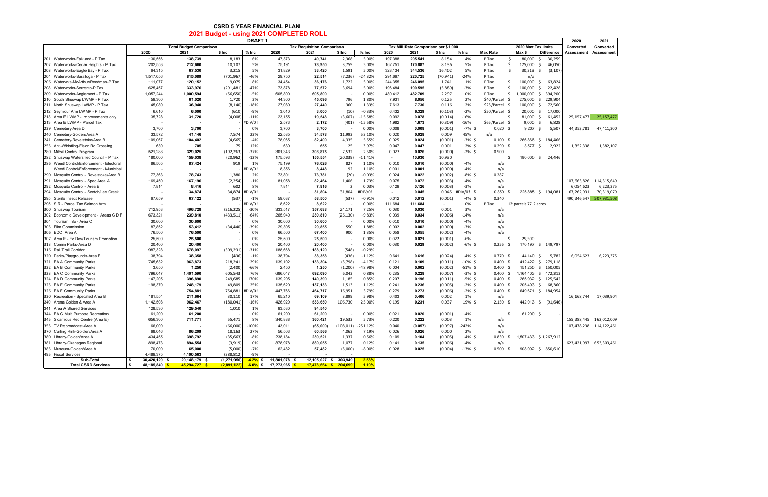# CSRD 5 YEAR FINANCIAL PLAN

## 2021 Budget - using 2021 COMPLETED ROLL

DRAFT 1

| | Total Budget Comparison | | | | Tax Requisition Comparison | | | | Tax Mill Rate Comparison per $1,000 | | | | | 2020 Max Tax limits | | 2020 | 2021 |
|---|---|---|---|---|---|---|---|---|---|---|---|---|---|---|---|---|---|
| | 2020 | 2021 | $ Inc | % Inc | 2020 | 2021 | $ Inc | % Inc | 2020 | 2021 | $ Inc | % Inc | Max Rate | Max $ | Difference | Converted Assessment | Converted Assessment |
| 201 Waterworks-Falkland - P Tax | 130,556 | 138,739 | 8,183 | 6% | 47,373 | 49,741 | 2,368 | 5.00% | 197.388 | 205.541 | 8.154 | 4% | P Tax | $ 80,000 | $ 30,259 | | |
| 202 Waterworks-Cedar Heights - P Tax | 202,553 | 212,660 | 10,107 | 5% | 75,191 | 78,950 | 3,759 | 5.00% | 162.751 | 170.887 | 8.136 | 5% | P Tax | $ 125,000 | $ 46,050 | | |
| 203 Waterworks-Eagle Bay - P Tax | 64,315 | 67,530 | 3,215 | 5% | 31,829 | 33,420 | 1,591 | 5.00% | 328.134 | 344.536 | 16.402 | 5% | P Tax | $ 30,313 | $ (3,107) | | |
| 204 Waterworks-Saratoga - P Tax | 1,517,056 | 815,089 | (701,967) | -46% | 29,750 | 22,514 | (7,236) | -24.32% | 291.667 | 220.725 | (70.941) | -24% | P Tax | n/a | | | |
| 206 Waterwks-McArthur/Reedman-P Tax | 111,077 | 120,152 | 9,075 | 8% | 34,454 | 36,176 | 1,722 | 5.00% | 244.355 | 246.095 | 1.741 | 1% | P Tax | $ 100,000 | $ 63,824 | | |
| 208 Waterworks-Sorrento-P Tax | 625,457 | 333,976 | (291,481) | -47% | 73,878 | 77,572 | 3,694 | 5.00% | 196.484 | 190.595 | (5.889) | -3% | P Tax | $ 100,000 | $ 22,428 | | |
| 209 Waterworks-Anglemont - P Tax | 1,057,244 | 1,000,594 | (56,650) | -5% | 605,800 | 605,800 | - | 0.00% | 480.412 | 482.709 | 2.297 | 0% | P Tax | $ 1,000,000 | $ 394,200 | | |
| 210 South Shuswap LWMP - P Tax | 59,300 | 61,020 | 1,720 | 3% | 44,300 | 45,096 | 796 | 1.80% | 7.931 | 8.056 | 0.125 | 2% | $40/Parcel | $ 275,000 | $ 229,904 | | |
| 211 North Shuswap LWMP - P Tax | 45,080 | 36,940 | (8,140) | -18% | 27,080 | 27,440 | 360 | 1.33% | 7.613 | 7.730 | 0.116 | 2% | $25/Parcel | $ 100,000 | $ 72,560 | | |
| 212 Seymour Arm LWMP - P Tax | 6,610 | 6,000 | (610) | -9% | 3,010 | 3,000 | (10) | -0.33% | 6.432 | 6.329 | (0.103) | -2% | $50/Parcel | $ 20,000 | $ 17,000 | | |
| 213 Area E LWMP - Improvements only | 35,728 | 31,720 | (4,008) | -11% | 23,155 | 19,548 | (3,607) | -15.58% | 0.092 | 0.078 | (0.014) | -16% | | $ 81,000 | $ 61,452 | 25,157,477 | 25,157,477 |
| 213 Area E LWMP - Parcel Tax | - | - | - | #DIV/0! | 2,573 | 2,172 | (401) | -15.58% | 1.982 | 1.673 | (0.309) | -16% | $65/Parcel | $ 9,000 | $ 6,828 | | |
| 239 Cemetery-Area D | 3,700 | 3,700 | - | 0% | 3,700 | 3,700 | - | 0.00% | 0.008 | 0.008 | (0.001) | -7% | $ 0.020 | $ 9,207 | $ 5,507 | 44,253,781 | 47,411,300 |
| 240 Cemetery-Golden/Area A | 33,572 | 41,146 | 7,574 | 23% | 22,585 | 34,578 | 11,993 | 53.10% | 0.020 | 0.028 | 0.009 | 45% | n/a | | | | |
| 241 Cemetery-Revelstoke/Area B | 109,067 | 104,402 | (4,665) | -4% | 78,065 | 82,400 | 4,335 | 5.55% | 0.025 | 0.024 | (0.001) | -3% | $ 0.100 | $ 266,866 | $ 184,466 | | |
| 255 Anti-Whistling-Elson Rd Crossing | 630 | 705 | 75 | 12% | 630 | 655 | 25 | 3.97% | 0.047 | 0.047 | 0.001 | 2% | $ 0.290 | $ 3,577 | $ 2,922 | 1,352,338 | 1,382,107 |
| 280 Milfoil Control Program | 521,288 | 329,025 | (192,263) | -37% | 301,343 | 308,875 | 7,532 | 2.50% | 0.027 | 0.026 | (0.000) | -2% | $ 0.500 | | | | |
| 282 Shuswap Watershed Council - P Tax | 180,000 | 159,038 | (20,962) | -12% | 175,593 | 155,554 | (20,039) | -11.41% | - | 10.930 | 10.930 | | | $ 180,000 | $ 24,446 | | |
| 286 Weed Control/Enforcement - Electoral | 86,505 | 87,424 | 919 | 1% | 75,199 | 76,026 | 827 | 1.10% | 0.010 | 0.010 | (0.000) | -4% | n/a | | | | |
| Weed Control/Enforcement - Municipal | - | - | - | #DIV/0! | 8,356 | 8,448 | 92 | 1.10% | 0.001 | 0.001 | (0.000) | -4% | n/a | | | | |
| 290 Mosquito Control - Revelstoke/Area B | 77,363 | 78,743 | 1,380 | 2% | 73,801 | 73,781 | (20) | -0.03% | 0.024 | 0.022 | (0.002) | -8% | $ 0.287 | | | | |
| 291 Mosquito Control - Spec Area A | 169,450 | 167,196 | (2,254) | -1% | 81,058 | 82,464 | 1,406 | 1.73% | 0.075 | 0.072 | (0.003) | -4% | n/a | | | 107,663,826 | 114,315,649 |
| 292 Mosquito Control - Area E | 7,814 | 8,416 | 602 | 8% | 7,814 | 7,816 | 2 | 0.03% | 0.129 | 0.126 | (0.003) | -3% | n/a | | | 6,054,623 | 6,223,375 |
| 294 Mosquito Control - Scotch/Lee Creek | - | 34,874 | 34,874 | #DIV/0! | - | 31,804 | 31,804 | #DIV/0! | - | 0.045 | 0.045 | #DIV/0! | $ 0.350 | $ 225,885 | $ 194,081 | 67,262,931 | 70,319,079 |
| 295 Sterile Insect Release | 67,659 | 67,122 | (537) | -1% | 59,037 | 58,500 | (537) | -0.91% | 0.012 | 0.012 | (0.001) | -4% | $ 0.340 | | | 490,246,547 | 507,931,508 |
| 295 SIR - Parcel Tax Salmon Arm | - | - | - | #DIV/0! | 8,622 | 8,622 | - | 0.00% | 111.684 | 111.684 | - | 0% | P Tax | 12 parcels 77.2 acres | | | |
| 300 Shuswap Tourism | 712,953 | 496,728 | (216,225) | -30% | 333,517 | 357,688 | 24,171 | 7.25% | 0.030 | 0.030 | 0.001 | 3% | n/a | | | | |
| 302 Economic Development - Areas C D F | 673,321 | 239,810 | (433,511) | -64% | 265,940 | 239,810 | (26,130) | -9.83% | 0.039 | 0.034 | (0.006) | -14% | n/a | | | | |
| 304 Tourism Info - Area C | 30,600 | 30,600 | - | 0% | 30,600 | 30,600 | - | 0.00% | 0.010 | 0.010 | (0.000) | -4% | n/a | | | | |
| 305 Film Commission | 87,852 | 53,412 | (34,440) | -39% | 29,305 | 29,855 | 550 | 1.88% | 0.002 | 0.002 | (0.000) | -3% | n/a | | | | |
| 306 EDC Area A | 76,500 | 76,500 | - | 0% | 66,500 | 67,400 | 900 | 1.35% | 0.058 | 0.055 | (0.002) | -4% | n/a | | | | |
| 307 Area F - Ec Dev/Tourism Promotion | 25,500 | 25,500 | - | 0% | 25,500 | 25,500 | - | 0.00% | 0.022 | 0.021 | (0.001) | -6% | | $ 25,500 | | | |
| 313 Comm Parks-Area D | 20,400 | 20,400 | - | 0% | 20,400 | 20,400 | - | 0.00% | 0.030 | 0.029 | (0.002) | -6% | $ 0.256 | $ 170,197 | $ 149,797 | | |
| 316 Rail Trail Corridor | 987,328 | 678,097 | (309,231) | -31% | 188,668 | 188,120 | (548) | -0.29% | | | | | | | | | |
| 320 Parks/Playgrounds-Area E | 38,794 | 38,358 | (436) | -1% | 38,794 | 38,358 | (436) | -1.12% | 0.641 | 0.616 | (0.024) | -4% | $ 0.770 | $ 44,140 | $ 5,782 | 6,054,623 | 6,223,375 |
| 321 EA A Community Parks | 745,632 | 963,873 | 218,241 | 29% | 139,102 | 133,304 | (5,798) | -4.17% | 0.121 | 0.109 | (0.011) | -10% | $ 0.400 | $ 412,422 | $ 279,118 | | |
| 322 EA B Community Parks | 3,650 | 1,250 | (2,400) | -66% | 2,450 | 1,250 | (1,200) | -48.98% | 0.004 | 0.002 | (0.002) | -51% | $ 0.400 | $ 151,255 | $ 150,005 | | |
| 323 EA C Community Parks | 796,047 | 1,401,590 | 605,543 | 76% | 686,047 | 692,090 | 6,043 | 0.88% | 0.235 | 0.228 | (0.007) | -3% | $ 0.400 | $ 1,164,403 | $ 472,313 | | |
| 324 EA D Community Parks | 147,205 | 396,890 | 249,685 | 170% | 139,205 | 140,390 | 1,185 | 0.85% | 0.207 | 0.196 | (0.011) | -5% | $ 0.400 | $ 265,932 | $ 125,542 | | |
| 325 EA E Community Parks | 198,370 | 248,179 | 49,809 | 25% | 135,620 | 137,133 | 1,513 | 1.12% | 0.241 | 0.236 | (0.005) | -2% | $ 0.400 | $ 205,493 | $ 68,360 | | |
| 326 EA F Community Parks | | 754,881 | 754,881 | #DIV/0! | 447,766 | 464,717 | 16,951 | 3.79% | 0.279 | 0.273 | (0.006) | -2% | $ 0.400 | $ 649,671 | $ 184,954 | | |
| 330 Recreation - Specified Area B | 181,554 | 211,664 | 30,110 | 17% | 65,210 | 69,109 | 3,899 | 5.98% | 0.403 | 0.406 | 0.002 | 1% | n/a | | | 16,168,744 | 17,039,904 |
| 340 Arena Golden & Area A | 1,142,508 | 962,467 | (180,041) | -16% | 426,929 | 533,659 | 106,730 | 25.00% | 0.195 | 0.231 | 0.037 | 19% | $ 2.150 | $ 442,013 | $ (91,646) | | |
| 341 Area A Shared Services | 128,530 | 129,540 | 1,010 | 1% | 93,530 | 94,540 | | | | | | | | | | | |
| 344 EA C Multi Purpose Recreation | 61,200 | 61,200 | - | 0% | 61,200 | 61,200 | - | 0.00% | 0.021 | 0.020 | (0.001) | -4% | | $ 61,200 | $ - | | |
| 345 Sicamous Rec Centre (Area E) | 656,300 | 711,771 | 55,471 | 8% | 340,888 | 360,421 | 19,533 | 5.73% | 0.220 | 0.222 | 0.003 | 1% | n/a | | | 155,288,445 | 162,012,009 |
| 355 TV Rebroadcast-Area A | 66,000 | - | (66,000) | -100% | 43,011 | (65,000) | (108,011) | -251.12% | 0.040 | (0.057) | (0.097) | -242% | n/a | | | 107,478,238 | 114,122,461 |
| 370 Curling Rink-Golden/Area A | 68,046 | 86,209 | 18,163 | 27% | 56,503 | 60,566 | 4,063 | 7.19% | 0.026 | 0.026 | 0.000 | 2% | n/a | | | | |
| 380 Library-Golden/Area A | 434,455 | 398,792 | (35,663) | -8% | 238,184 | 239,521 | 1,337 | 0.56% | 0.109 | 0.104 | (0.005) | -4% | $ 0.830 | $ 1,507,433 | $ 1,267,912 | | |
| 381 Library-Okanagan Regional | 898,473 | 894,554 | (3,919) | 0% | 878,978 | 880,055 | 1,077 | 0.12% | 0.141 | 0.135 | (0.006) | -4% | n/a | | | 623,421,997 | 653,303,461 |
| 385 Museum-Golden/Area A | 70,000 | 65,000 | (5,000) | -7% | 62,482 | 57,482 | (5,000) | -8.00% | 0.028 | 0.025 | (0.004) | -13% | $ 0.500 | $ 908,092 | $ 850,610 | | |
| 495 Fiscal Services | 4,489,375 | 4,100,563 | (388,812) | -9% | - | - | - | | | | | | | | | | |
| Sub-Total | $ 30,420,129 | $ 29,148,179 | $ (1,271,950) | -4.2% | $ 11,801,078 | $ 12,105,027 | $ 303,949 | 2.58% | | | | | | | | | |
| Total CSRD Services | $ 48,185,849 | $ 45,294,727 | $ (2,891,122) | -6.0% | $ 17,273,965 | $ 17,478,664 | $ 204,699 | 1.19% | | | | | | | | | |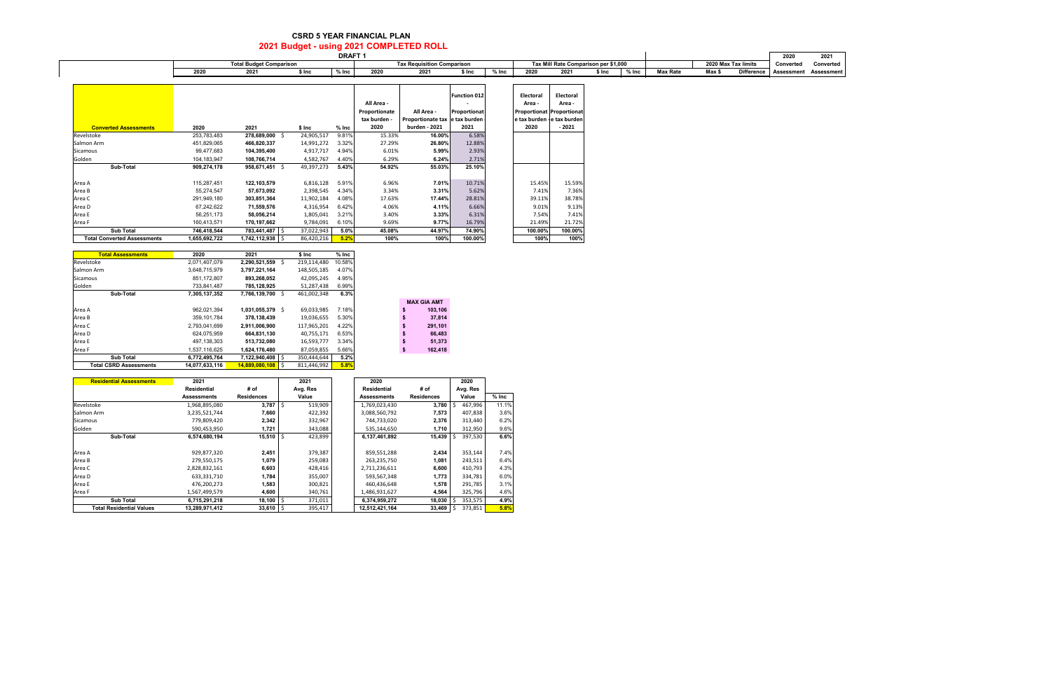# CSRD 5 YEAR FINANCIAL PLAN

## 2021 Budget - using 2021 COMPLETED ROLL

DRAFT 1

| | Total Budget Comparison | | | | Tax Requisition Comparison | | | | Tax Mill Rate Comparison per $1,000 | | | | | 2020 Max Tax limits | | 2020 | 2021 |
|---|---|---|---|---|---|---|---|---|---|---|---|---|---|---|---|---|---|
| | 2020 | 2021 | $ Inc | % Inc | 2020 | 2021 | $ Inc | % Inc | 2020 | 2021 | $ Inc | % Inc | Max Rate | Max $ | Difference | Converted Assessment | Converted Assessment |

| Converted Assessments | 2020 | 2021 | $ Inc | % Inc | All Area - Proportionate tax burden - 2020 | All Area - Proportionate tax burden - 2021 | Function 012 - Proportionate tax burden 2021 | Electoral Area - Proportionate tax burden - 2020 | Electoral Area - Proportionate tax burden - 2021 |
|---|---|---|---|---|---|---|---|---|---|
| Revelstoke | 253,783,483 | 278,689,000 | $ 24,905,517 | 9.81% | 15.33% | 16.00% | 6.58% | | |
| Salmon Arm | 451,829,065 | 466,820,337 | 14,991,272 | 3.32% | 27.29% | 26.80% | 12.88% | | |
| Sicamous | 99,477,683 | 104,395,400 | 4,917,717 | 4.94% | 6.01% | 5.99% | 2.93% | | |
| Golden | 104,183,947 | 108,766,714 | 4,582,767 | 4.40% | 6.29% | 6.24% | 2.71% | | |
| **Sub-Total** | 909,274,178 | 958,671,451 | $ 49,397,273 | 5.43% | 54.92% | 55.03% | 25.10% | | |
| Area A | 115,287,451 | 122,103,579 | 6,816,128 | 5.91% | 6.96% | 7.01% | 10.71% | 15.45% | 15.59% |
| Area B | 55,274,547 | 57,673,092 | 2,398,545 | 4.34% | 3.34% | 3.31% | 5.62% | 7.41% | 7.36% |
| Area C | 291,949,180 | 303,851,364 | 11,902,184 | 4.08% | 17.63% | 17.44% | 28.81% | 39.11% | 38.78% |
| Area D | 67,242,622 | 71,559,576 | 4,316,954 | 6.42% | 4.06% | 4.11% | 6.66% | 9.01% | 9.13% |
| Area E | 56,251,173 | 58,056,214 | 1,805,041 | 3.21% | 3.40% | 3.33% | 6.31% | 7.54% | 7.41% |
| Area F | 160,413,571 | 170,197,662 | 9,784,091 | 6.10% | 9.69% | 9.77% | 16.79% | 21.49% | 21.72% |
| **Sub Total** | 746,418,544 | 783,441,487 | $ 37,022,943 | 5.0% | 45.08% | 44.97% | 74.90% | 100.00% | 100.00% |
| **Total Converted Assessments** | 1,655,692,722 | 1,742,112,938 | $ 86,420,216 | 5.2% | 100% | 100% | 100.00% | 100% | 100% |

| Total Assessments | 2020 | 2021 | $ Inc | % Inc | MAX GIA AMT |
|---|---|---|---|---|---|
| Revelstoke | 2,071,407,079 | 2,290,521,559 | $ 219,114,480 | 10.58% | |
| Salmon Arm | 3,648,715,979 | 3,797,221,164 | 148,505,185 | 4.07% | |
| Sicamous | 851,172,807 | 893,268,052 | 42,095,245 | 4.95% | |
| Golden | 733,841,487 | 785,128,925 | 51,287,438 | 6.99% | |
| **Sub-Total** | 7,305,137,352 | 7,766,139,700 | $ 461,002,348 | 6.3% | |
| Area A | 962,021,394 | 1,031,055,379 | $ 69,033,985 | 7.18% | $ 103,106 |
| Area B | 359,101,784 | 378,138,439 | 19,036,655 | 5.30% | $ 37,814 |
| Area C | 2,793,041,699 | 2,911,006,900 | 117,965,201 | 4.22% | $ 291,101 |
| Area D | 624,075,959 | 664,831,130 | 40,755,171 | 6.53% | $ 66,483 |
| Area E | 497,138,303 | 513,732,080 | 16,593,777 | 3.34% | $ 51,373 |
| Area F | 1,537,116,625 | 1,624,176,480 | 87,059,855 | 5.66% | $ 162,418 |
| **Sub Total** | 6,772,495,764 | 7,122,940,408 | $ 350,444,644 | 5.2% | |
| **Total CSRD Assessments** | 14,077,633,116 | 14,889,080,108 | $ 811,446,992 | 5.8% | |

| Residential Assessments | 2021 Residential Assessments | 2021 # of Residences | 2021 Avg. Res Value | 2020 Residential Assessments | 2020 # of Residences | 2020 Avg. Res Value | % Inc |
|---|---|---|---|---|---|---|---|
| Revelstoke | 1,968,895,080 | 3,787 | $ 519,909 | 1,769,023,430 | 3,780 | $ 467,996 | 11.1% |
| Salmon Arm | 3,235,521,744 | 7,660 | 422,392 | 3,088,560,792 | 7,573 | 407,838 | 3.6% |
| Sicamous | 779,809,420 | 2,342 | 332,967 | 744,733,020 | 2,376 | 313,440 | 6.2% |
| Golden | 590,453,950 | 1,721 | 343,088 | 535,144,650 | 1,710 | 312,950 | 9.6% |
| **Sub-Total** | 6,574,680,194 | 15,510 | $ 423,899 | 6,137,461,892 | 15,439 | $ 397,530 | 6.6% |
| Area A | 929,877,320 | 2,451 | 379,387 | 859,551,288 | 2,434 | 353,144 | 7.4% |
| Area B | 279,550,175 | 1,079 | 259,083 | 263,235,750 | 1,081 | 243,511 | 6.4% |
| Area C | 2,828,832,161 | 6,603 | 428,416 | 2,711,236,611 | 6,600 | 410,793 | 4.3% |
| Area D | 633,331,710 | 1,784 | 355,007 | 593,567,348 | 1,773 | 334,781 | 6.0% |
| Area E | 476,200,273 | 1,583 | 300,821 | 460,436,648 | 1,578 | 291,785 | 3.1% |
| Area F | 1,567,499,579 | 4,600 | 340,761 | 1,486,931,627 | 4,564 | 325,796 | 4.6% |
| **Sub Total** | 6,715,291,218 | 18,100 | $ 371,011 | 6,374,959,272 | 18,030 | $ 353,575 | 4.9% |
| **Total Residential Values** | 13,289,971,412 | 33,610 | $ 395,417 | 12,512,421,164 | 33,469 | $ 373,851 | 5.8% |